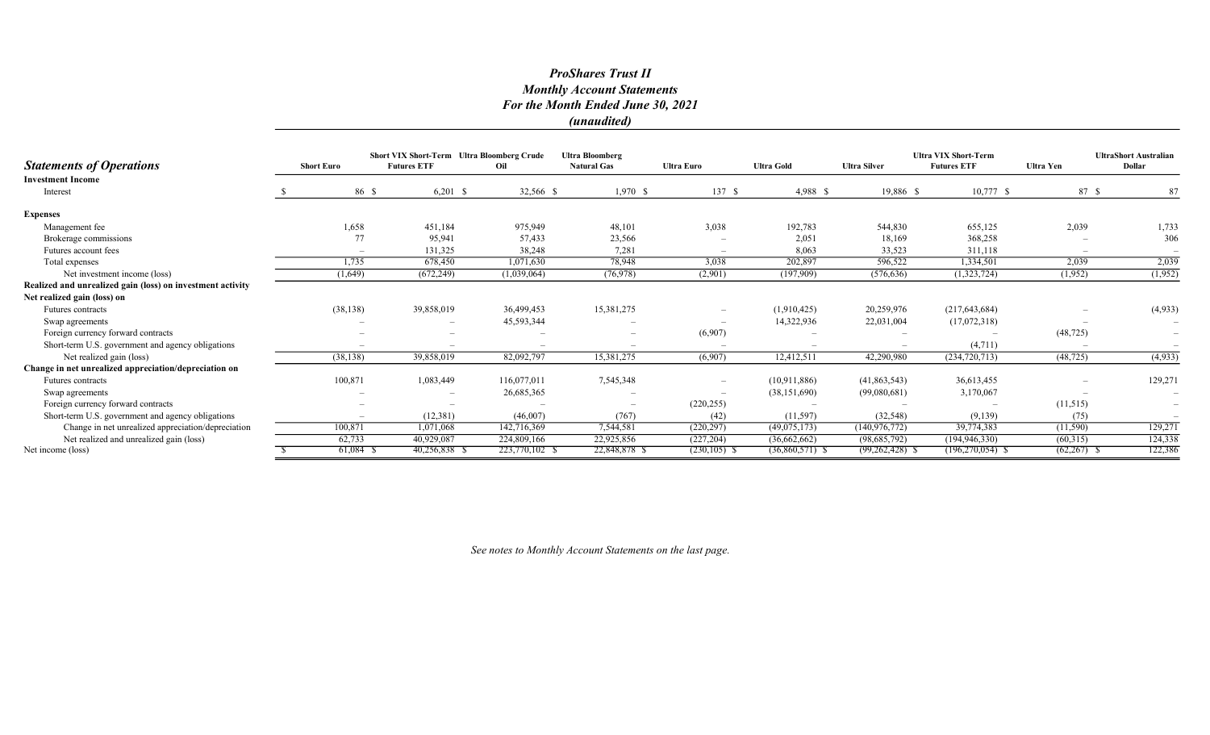# *ProShares Trust II*
## *Monthly Account Statements*
## *For the Month Ended June 30, 2021*
## *(unaudited)*

| ***Statements of Operations*** | Short Euro | Short VIX Short-Term Futures ETF | Ultra Bloomberg Crude Oil | Ultra Bloomberg Natural Gas | Ultra Euro | Ultra Gold | Ultra Silver | Ultra VIX Short-Term Futures ETF | Ultra Yen | UltraShort Australian Dollar |
|---|---|---|---|---|---|---|---|---|---|---|
| **Investment Income** | | | | | | | | | | |
| Interest | $ 86 | $ 6,201 | $ 32,566 | $ 1,970 | $ 137 | $ 4,988 | $ 19,886 | $ 10,777 | $ 87 | $ 87 |
| **Expenses** | | | | | | | | | | |
| Management fee | 1,658 | 451,184 | 975,949 | 48,101 | 3,038 | 192,783 | 544,830 | 655,125 | 2,039 | 1,733 |
| Brokerage commissions | 77 | 95,941 | 57,433 | 23,566 | – | 2,051 | 18,169 | 368,258 | – | 306 |
| Futures account fees | – | 131,325 | 38,248 | 7,281 | – | 8,063 | 33,523 | 311,118 | – | – |
| Total expenses | 1,735 | 678,450 | 1,071,630 | 78,948 | 3,038 | 202,897 | 596,522 | 1,334,501 | 2,039 | 2,039 |
| Net investment income (loss) | (1,649) | (672,249) | (1,039,064) | (76,978) | (2,901) | (197,909) | (576,636) | (1,323,724) | (1,952) | (1,952) |
| **Realized and unrealized gain (loss) on investment activity** | | | | | | | | | | |
| **Net realized gain (loss) on** | | | | | | | | | | |
| Futures contracts | (38,138) | 39,858,019 | 36,499,453 | 15,381,275 | – | (1,910,425) | 20,259,976 | (217,643,684) | – | (4,933) |
| Swap agreements | – | – | 45,593,344 | – | – | 14,322,936 | 22,031,004 | (17,072,318) | – | – |
| Foreign currency forward contracts | – | – | – | – | (6,907) | – | – | – | (48,725) | – |
| Short-term U.S. government and agency obligations | – | – | – | – | – | – | – | (4,711) | – | – |
| Net realized gain (loss) | (38,138) | 39,858,019 | 82,092,797 | 15,381,275 | (6,907) | 12,412,511 | 42,290,980 | (234,720,713) | (48,725) | (4,933) |
| **Change in net unrealized appreciation/depreciation on** | | | | | | | | | | |
| Futures contracts | 100,871 | 1,083,449 | 116,077,011 | 7,545,348 | – | (10,911,886) | (41,863,543) | 36,613,455 | – | 129,271 |
| Swap agreements | – | – | 26,685,365 | – | – | (38,151,690) | (99,080,681) | 3,170,067 | – | – |
| Foreign currency forward contracts | – | – | – | – | (220,255) | – | – | – | (11,515) | – |
| Short-term U.S. government and agency obligations | – | (12,381) | (46,007) | (767) | (42) | (11,597) | (32,548) | (9,139) | (75) | – |
| Change in net unrealized appreciation/depreciation | 100,871 | 1,071,068 | 142,716,369 | 7,544,581 | (220,297) | (49,075,173) | (140,976,772) | 39,774,383 | (11,590) | 129,271 |
| Net realized and unrealized gain (loss) | 62,733 | 40,929,087 | 224,809,166 | 22,925,856 | (227,204) | (36,662,662) | (98,685,792) | (194,946,330) | (60,315) | 124,338 |
| Net income (loss) | $ 61,084 | $ 40,256,838 | $ 223,770,102 | $ 22,848,878 | $ (230,105) | $ (36,860,571) | $ (99,262,428) | $ (196,270,054) | $ (62,267) | $ 122,386 |

*See notes to Monthly Account Statements on the last page.*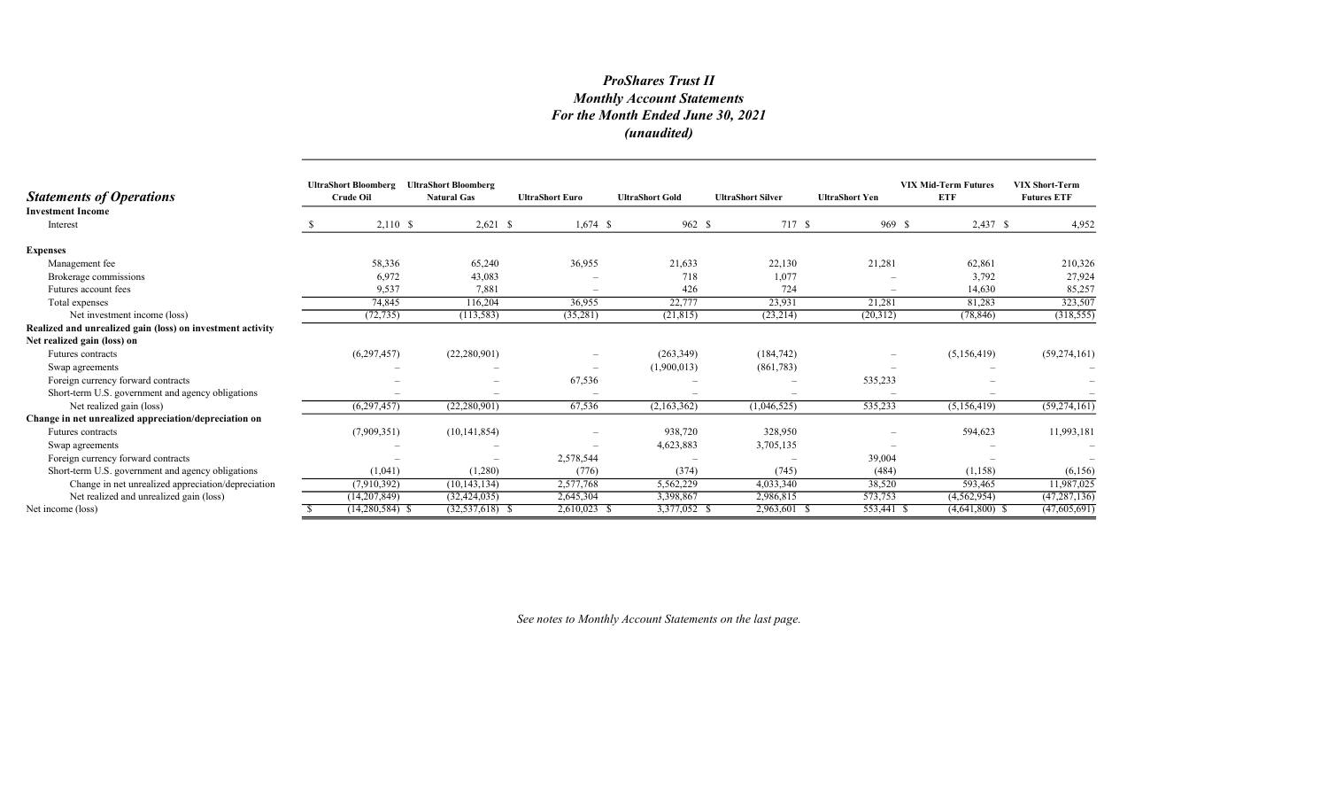# *ProShares Trust II*
## *Monthly Account Statements*
## *For the Month Ended June 30, 2021*
## *(unaudited)*

| ***Statements of Operations*** | UltraShort Bloomberg Crude Oil | UltraShort Bloomberg Natural Gas | UltraShort Euro | UltraShort Gold | UltraShort Silver | UltraShort Yen | VIX Mid-Term Futures ETF | VIX Short-Term Futures ETF |
|---|---|---|---|---|---|---|---|---|
| **Investment Income** | | | | | | | | |
| Interest | $ 2,110 | $ 2,621 | $ 1,674 | $ 962 | $ 717 | $ 969 | $ 2,437 | $ 4,952 |
| **Expenses** | | | | | | | | |
| Management fee | 58,336 | 65,240 | 36,955 | 21,633 | 22,130 | 21,281 | 62,861 | 210,326 |
| Brokerage commissions | 6,972 | 43,083 | – | 718 | 1,077 | – | 3,792 | 27,924 |
| Futures account fees | 9,537 | 7,881 | – | 426 | 724 | – | 14,630 | 85,257 |
| Total expenses | 74,845 | 116,204 | 36,955 | 22,777 | 23,931 | 21,281 | 81,283 | 323,507 |
| Net investment income (loss) | (72,735) | (113,583) | (35,281) | (21,815) | (23,214) | (20,312) | (78,846) | (318,555) |
| **Realized and unrealized gain (loss) on investment activity** | | | | | | | | |
| **Net realized gain (loss) on** | | | | | | | | |
| Futures contracts | (6,297,457) | (22,280,901) | – | (263,349) | (184,742) | – | (5,156,419) | (59,274,161) |
| Swap agreements | – | – | – | (1,900,013) | (861,783) | – | – | – |
| Foreign currency forward contracts | – | – | 67,536 | – | – | 535,233 | – | – |
| Short-term U.S. government and agency obligations | – | – | – | – | – | – | – | – |
| Net realized gain (loss) | (6,297,457) | (22,280,901) | 67,536 | (2,163,362) | (1,046,525) | 535,233 | (5,156,419) | (59,274,161) |
| **Change in net unrealized appreciation/depreciation on** | | | | | | | | |
| Futures contracts | (7,909,351) | (10,141,854) | – | 938,720 | 328,950 | – | 594,623 | 11,993,181 |
| Swap agreements | – | – | – | 4,623,883 | 3,705,135 | – | – | – |
| Foreign currency forward contracts | – | – | 2,578,544 | – | – | 39,004 | – | – |
| Short-term U.S. government and agency obligations | (1,041) | (1,280) | (776) | (374) | (745) | (484) | (1,158) | (6,156) |
| Change in net unrealized appreciation/depreciation | (7,910,392) | (10,143,134) | 2,577,768 | 5,562,229 | 4,033,340 | 38,520 | 593,465 | 11,987,025 |
| Net realized and unrealized gain (loss) | (14,207,849) | (32,424,035) | 2,645,304 | 3,398,867 | 2,986,815 | 573,753 | (4,562,954) | (47,287,136) |
| Net income (loss) | $ (14,280,584) | $ (32,537,618) | $ 2,610,023 | $ 3,377,052 | $ 2,963,601 | $ 553,441 | $ (4,641,800) | $ (47,605,691) |

*See notes to Monthly Account Statements on the last page.*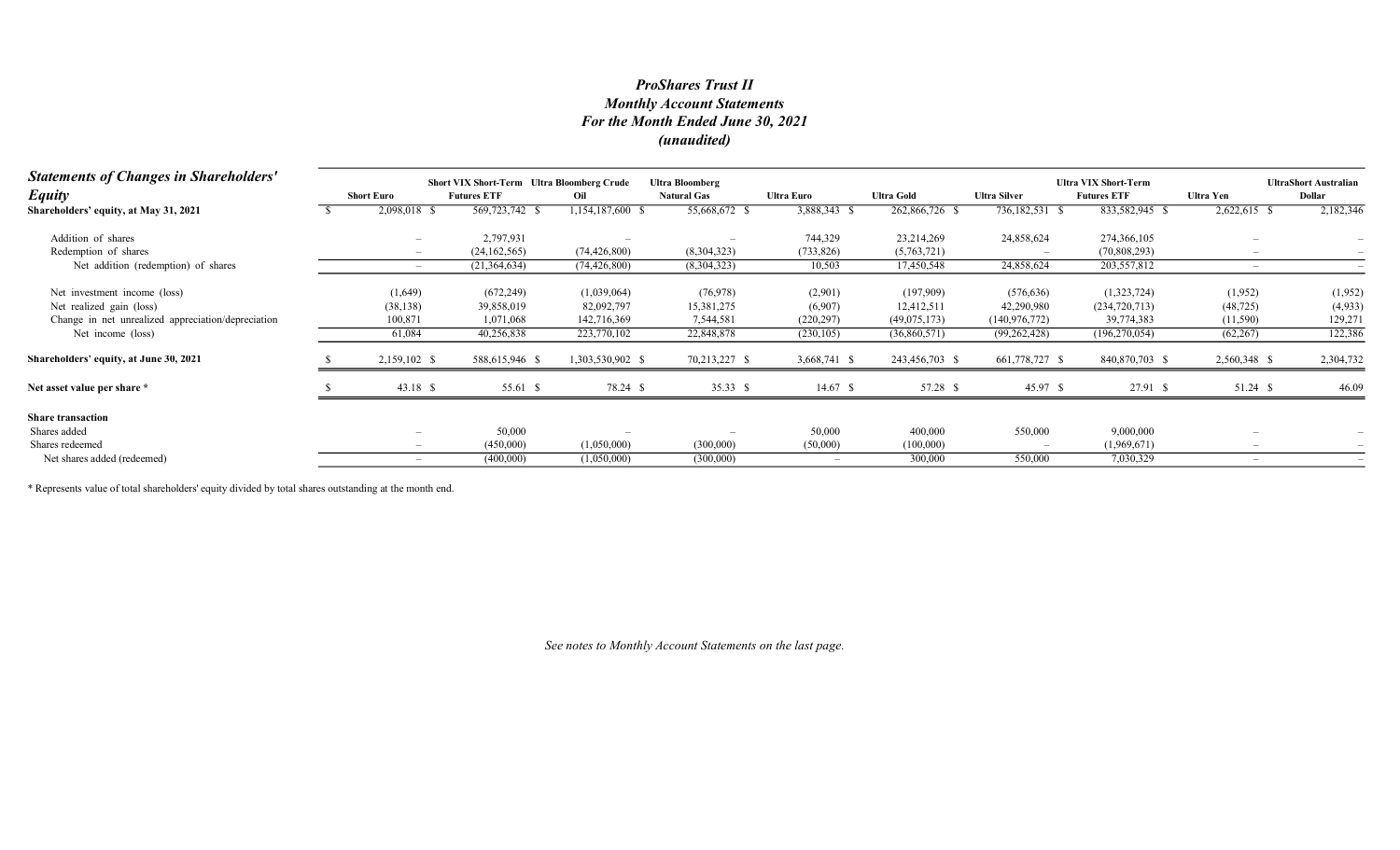# *ProShares Trust II*
## *Monthly Account Statements*
## *For the Month Ended June 30, 2021*
## *(unaudited)*

| ***Statements of Changes in Shareholders' Equity*** | Short Euro | Short VIX Short-Term Futures ETF | Ultra Bloomberg Crude Oil | Ultra Bloomberg Natural Gas | Ultra Euro | Ultra Gold | Ultra Silver | Ultra VIX Short-Term Futures ETF | Ultra Yen | UltraShort Australian Dollar |
|---|---|---|---|---|---|---|---|---|---|---|
| **Shareholders' equity, at May 31, 2021** | $ 2,098,018 | $ 569,723,742 | $ 1,154,187,600 | $ 55,668,672 | $ 3,888,343 | $ 262,866,726 | $ 736,182,531 | $ 833,582,945 | $ 2,622,615 | $ 2,182,346 |
| Addition of shares | – | 2,797,931 | – | – | 744,329 | 23,214,269 | 24,858,624 | 274,366,105 | – | – |
| Redemption of shares | – | (24,162,565) | (74,426,800) | (8,304,323) | (733,826) | (5,763,721) | – | (70,808,293) | – | – |
| Net addition (redemption) of shares | – | (21,364,634) | (74,426,800) | (8,304,323) | 10,503 | 17,450,548 | 24,858,624 | 203,557,812 | – | – |
| Net investment income (loss) | (1,649) | (672,249) | (1,039,064) | (76,978) | (2,901) | (197,909) | (576,636) | (1,323,724) | (1,952) | (1,952) |
| Net realized gain (loss) | (38,138) | 39,858,019 | 82,092,797 | 15,381,275 | (6,907) | 12,412,511 | 42,290,980 | (234,720,713) | (48,725) | (4,933) |
| Change in net unrealized appreciation/depreciation | 100,871 | 1,071,068 | 142,716,369 | 7,544,581 | (220,297) | (49,075,173) | (140,976,772) | 39,774,383 | (11,590) | 129,271 |
| Net income (loss) | 61,084 | 40,256,838 | 223,770,102 | 22,848,878 | (230,105) | (36,860,571) | (99,262,428) | (196,270,054) | (62,267) | 122,386 |
| **Shareholders' equity, at June 30, 2021** | $ 2,159,102 | $ 588,615,946 | $ 1,303,530,902 | $ 70,213,227 | $ 3,668,741 | $ 243,456,703 | $ 661,778,727 | $ 840,870,703 | $ 2,560,348 | $ 2,304,732 |
| **Net asset value per share \*** | $ 43.18 | $ 55.61 | $ 78.24 | $ 35.33 | $ 14.67 | $ 57.28 | $ 45.97 | $ 27.91 | $ 51.24 | $ 46.09 |
| **Share transaction** | | | | | | | | | | |
| Shares added | – | 50,000 | – | – | 50,000 | 400,000 | 550,000 | 9,000,000 | – | – |
| Shares redeemed | – | (450,000) | (1,050,000) | (300,000) | (50,000) | (100,000) | – | (1,969,671) | – | – |
| Net shares added (redeemed) | – | (400,000) | (1,050,000) | (300,000) | – | 300,000 | 550,000 | 7,030,329 | – | – |

\* Represents value of total shareholders' equity divided by total shares outstanding at the month end.

*See notes to Monthly Account Statements on the last page.*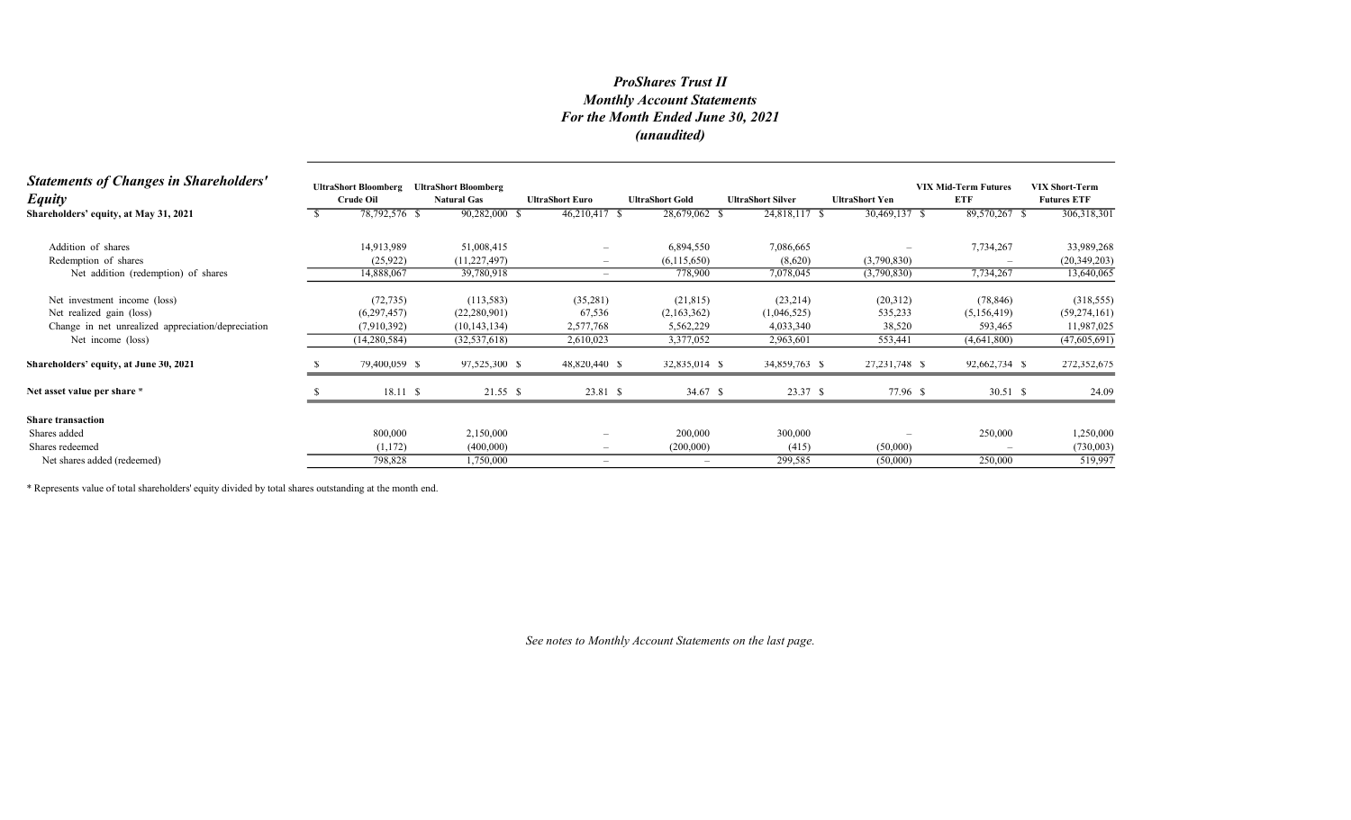# *ProShares Trust II*
## *Monthly Account Statements*
## *For the Month Ended June 30, 2021*
## *(unaudited)*

| ***Statements of Changes in Shareholders' Equity*** | **UltraShort Bloomberg Crude Oil** | **UltraShort Bloomberg Natural Gas** | **UltraShort Euro** | **UltraShort Gold** | **UltraShort Silver** | **UltraShort Yen** | **VIX Mid-Term Futures ETF** | **VIX Short-Term Futures ETF** |
|---|---|---|---|---|---|---|---|---|
| **Shareholders' equity, at May 31, 2021** | $ 78,792,576 | $ 90,282,000 | $ 46,210,417 | $ 28,679,062 | $ 24,818,117 | $ 30,469,137 | $ 89,570,267 | $ 306,318,301 |
| Addition of shares | 14,913,989 | 51,008,415 | – | 6,894,550 | 7,086,665 | – | 7,734,267 | 33,989,268 |
| Redemption of shares | (25,922) | (11,227,497) | – | (6,115,650) | (8,620) | (3,790,830) | – | (20,349,203) |
| Net addition (redemption) of shares | 14,888,067 | 39,780,918 | – | 778,900 | 7,078,045 | (3,790,830) | 7,734,267 | 13,640,065 |
| Net investment income (loss) | (72,735) | (113,583) | (35,281) | (21,815) | (23,214) | (20,312) | (78,846) | (318,555) |
| Net realized gain (loss) | (6,297,457) | (22,280,901) | 67,536 | (2,163,362) | (1,046,525) | 535,233 | (5,156,419) | (59,274,161) |
| Change in net unrealized appreciation/depreciation | (7,910,392) | (10,143,134) | 2,577,768 | 5,562,229 | 4,033,340 | 38,520 | 593,465 | 11,987,025 |
| Net income (loss) | (14,280,584) | (32,537,618) | 2,610,023 | 3,377,052 | 2,963,601 | 553,441 | (4,641,800) | (47,605,691) |
| **Shareholders' equity, at June 30, 2021** | $ 79,400,059 | $ 97,525,300 | $ 48,820,440 | $ 32,835,014 | $ 34,859,763 | $ 27,231,748 | $ 92,662,734 | $ 272,352,675 |
| **Net asset value per share \*** | $ 18.11 | $ 21.55 | $ 23.81 | $ 34.67 | $ 23.37 | $ 77.96 | $ 30.51 | $ 24.09 |
| **Share transaction** | | | | | | | | |
| Shares added | 800,000 | 2,150,000 | – | 200,000 | 300,000 | – | 250,000 | 1,250,000 |
| Shares redeemed | (1,172) | (400,000) | – | (200,000) | (415) | (50,000) | – | (730,003) |
| Net shares added (redeemed) | 798,828 | 1,750,000 | – | – | 299,585 | (50,000) | 250,000 | 519,997 |

\* Represents value of total shareholders' equity divided by total shares outstanding at the month end.

*See notes to Monthly Account Statements on the last page.*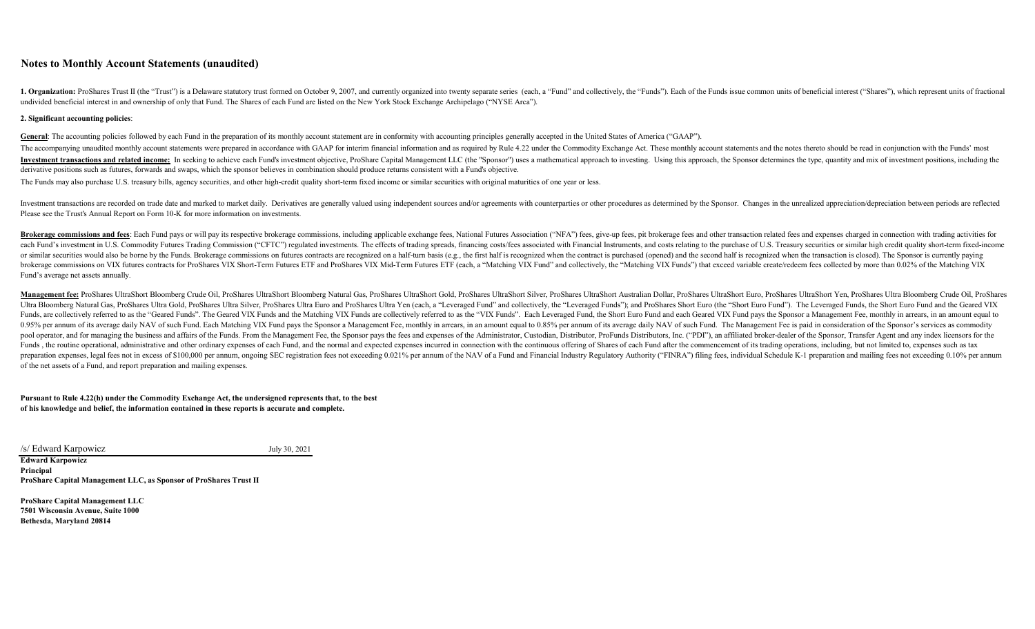## Notes to Monthly Account Statements (unaudited)

**1. Organization:** ProShares Trust II (the "Trust") is a Delaware statutory trust formed on October 9, 2007, and currently organized into twenty separate series (each, a "Fund" and collectively, the "Funds"). Each of the Funds issue common units of beneficial interest ("Shares"), which represent units of fractional undivided beneficial interest in and ownership of only that Fund. The Shares of each Fund are listed on the New York Stock Exchange Archipelago ("NYSE Arca").

**2. Significant accounting policies**:

**General**: The accounting policies followed by each Fund in the preparation of its monthly account statement are in conformity with accounting principles generally accepted in the United States of America ("GAAP").

The accompanying unaudited monthly account statements were prepared in accordance with GAAP for interim financial information and as required by Rule 4.22 under the Commodity Exchange Act. These monthly account statements and the notes thereto should be read in conjunction with the Funds' most

**Investment transactions and related income:** In seeking to achieve each Fund's investment objective, ProShare Capital Management LLC (the "Sponsor") uses a mathematical approach to investing. Using this approach, the Sponsor determines the type, quantity and mix of investment positions, including the derivative positions such as futures, forwards and swaps, which the sponsor believes in combination should produce returns consistent with a Fund's objective.

The Funds may also purchase U.S. treasury bills, agency securities, and other high-credit quality short-term fixed income or similar securities with original maturities of one year or less.

Investment transactions are recorded on trade date and marked to market daily. Derivatives are generally valued using independent sources and/or agreements with counterparties or other procedures as determined by the Sponsor. Changes in the unrealized appreciation/depreciation between periods are reflected

Please see the Trust's Annual Report on Form 10-K for more information on investments.

**Brokerage commissions and fees**: Each Fund pays or will pay its respective brokerage commissions, including applicable exchange fees, National Futures Association ("NFA") fees, give-up fees, pit brokerage fees and other transaction related fees and expenses charged in connection with trading activities for each Fund's investment in U.S. Commodity Futures Trading Commission ("CFTC") regulated investments. The effects of trading spreads, financing costs/fees associated with Financial Instruments, and costs relating to the purchase of U.S. Treasury securities or similar high credit quality short-term fixed-income or similar securities would also be borne by the Funds. Brokerage commissions on futures contracts are recognized on a half-turn basis (e.g., the first half is recognized when the contract is purchased (opened) and the second half is recognized when the transaction is closed). The Sponsor is currently paying brokerage commissions on VIX futures contracts for ProShares VIX Short-Term Futures ETF and ProShares VIX Mid-Term Futures ETF (each, a "Matching VIX Fund" and collectively, the "Matching VIX Funds") that exceed variable create/redeem fees collected by more than 0.02% of the Matching VIX Fund's average net assets annually.

**Management fee:** ProShares UltraShort Bloomberg Crude Oil, ProShares UltraShort Bloomberg Natural Gas, ProShares UltraShort Gold, ProShares UltraShort Silver, ProShares UltraShort Australian Dollar, ProShares UltraShort Euro, ProShares UltraShort Yen, ProShares Ultra Bloomberg Crude Oil, ProShares Ultra Bloomberg Natural Gas, ProShares Ultra Gold, ProShares Ultra Silver, ProShares Ultra Euro and ProShares Ultra Yen (each, a "Leveraged Fund" and collectively, the "Leveraged Funds"); and ProShares Short Euro (the "Short Euro Fund"). The Leveraged Funds, the Short Euro Fund and the Geared VIX Funds, are collectively referred to as the "Geared Funds". The Geared VIX Funds and the Matching VIX Funds are collectively referred to as the "VIX Funds". Each Leveraged Fund, the Short Euro Fund and each Geared VIX Fund pays the Sponsor a Management Fee, monthly in arrears, in an amount equal to 0.95% per annum of its average daily NAV of such Fund. Each Matching VIX Fund pays the Sponsor a Management Fee, monthly in arrears, in an amount equal to 0.85% per annum of its average daily NAV of such Fund. The Management Fee is paid in consideration of the Sponsor's services as commodity pool operator, and for managing the business and affairs of the Funds. From the Management Fee, the Sponsor pays the fees and expenses of the Administrator, Custodian, Distributor, ProFunds Distributors, Inc. ("PDI"), an affiliated broker-dealer of the Sponsor, Transfer Agent and any index licensors for the Funds , the routine operational, administrative and other ordinary expenses of each Fund, and the normal and expected expenses incurred in connection with the continuous offering of Shares of each Fund after the commencement of its trading operations, including, but not limited to, expenses such as tax preparation expenses, legal fees not in excess of $100,000 per annum, ongoing SEC registration fees not exceeding 0.021% per annum of the NAV of a Fund and Financial Industry Regulatory Authority ("FINRA") filing fees, individual Schedule K-1 preparation and mailing fees not exceeding 0.10% per annum of the net assets of a Fund, and report preparation and mailing expenses.

**Pursuant to Rule 4.22(h) under the Commodity Exchange Act, the undersigned represents that, to the best of his knowledge and belief, the information contained in these reports is accurate and complete.**

/s/ Edward Karpowicz July 30, 2021

**Edward Karpowicz**
**Principal**
**ProShare Capital Management LLC, as Sponsor of ProShares Trust II**

**ProShare Capital Management LLC**
**7501 Wisconsin Avenue, Suite 1000**
**Bethesda, Maryland 20814**